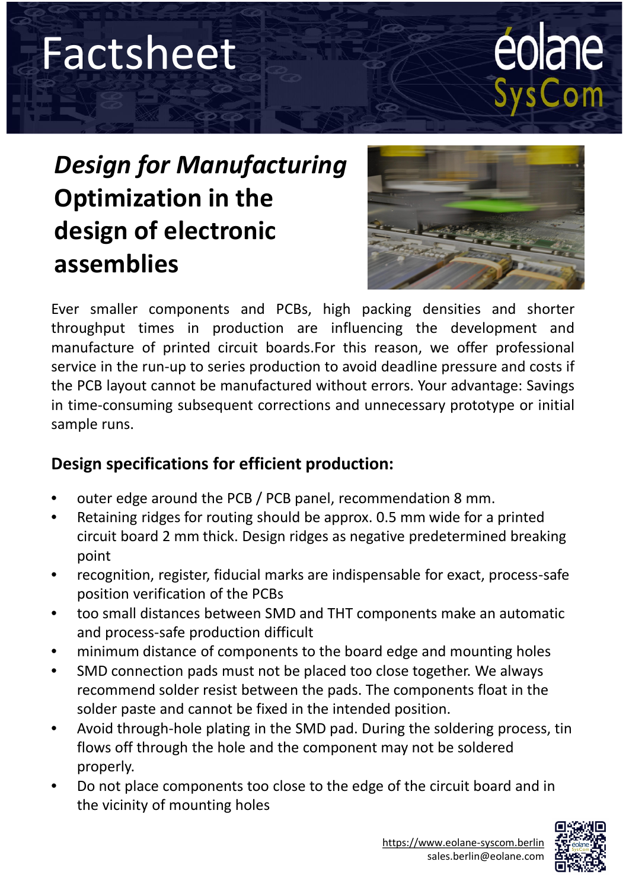# Factsheet

éolane SysCom

## *Design for Manufacturing* Optimization in the design of electronic assemblies

Ever smaller components and PCBs, high packing densities and shorter throughput times in production are influencing the development and manufacture of printed circuit boards.For this reason, we offer professional service in the run-up to series production to avoid deadline pressure and costs if the PCB layout cannot be manufactured without errors. Your advantage: Savings in time-consuming subsequent corrections and unnecessary prototype or initial sample runs.

### Design specifications for efficient production:

- outer edge around the PCB / PCB panel, recommendation 8 mm.
- Retaining ridges for routing should be approx. 0.5 mm wide for a printed circuit board 2 mm thick. Design ridges as negative predetermined breaking point
- recognition, register, fiducial marks are indispensable for exact, process-safe position verification of the PCBs
- too small distances between SMD and THT components make an automatic and process-safe production difficult
- minimum distance of components to the board edge and mounting holes
- SMD connection pads must not be placed too close together. We always recommend solder resist between the pads. The components float in the solder paste and cannot be fixed in the intended position.
- Avoid through-hole plating in the SMD pad. During the soldering process, tin flows off through the hole and the component may not be soldered properly.
- Do not place components too close to the edge of the circuit board and in the vicinity of mounting holes

https://www.eolane-syscom.berlin
sales.berlin@eolane.com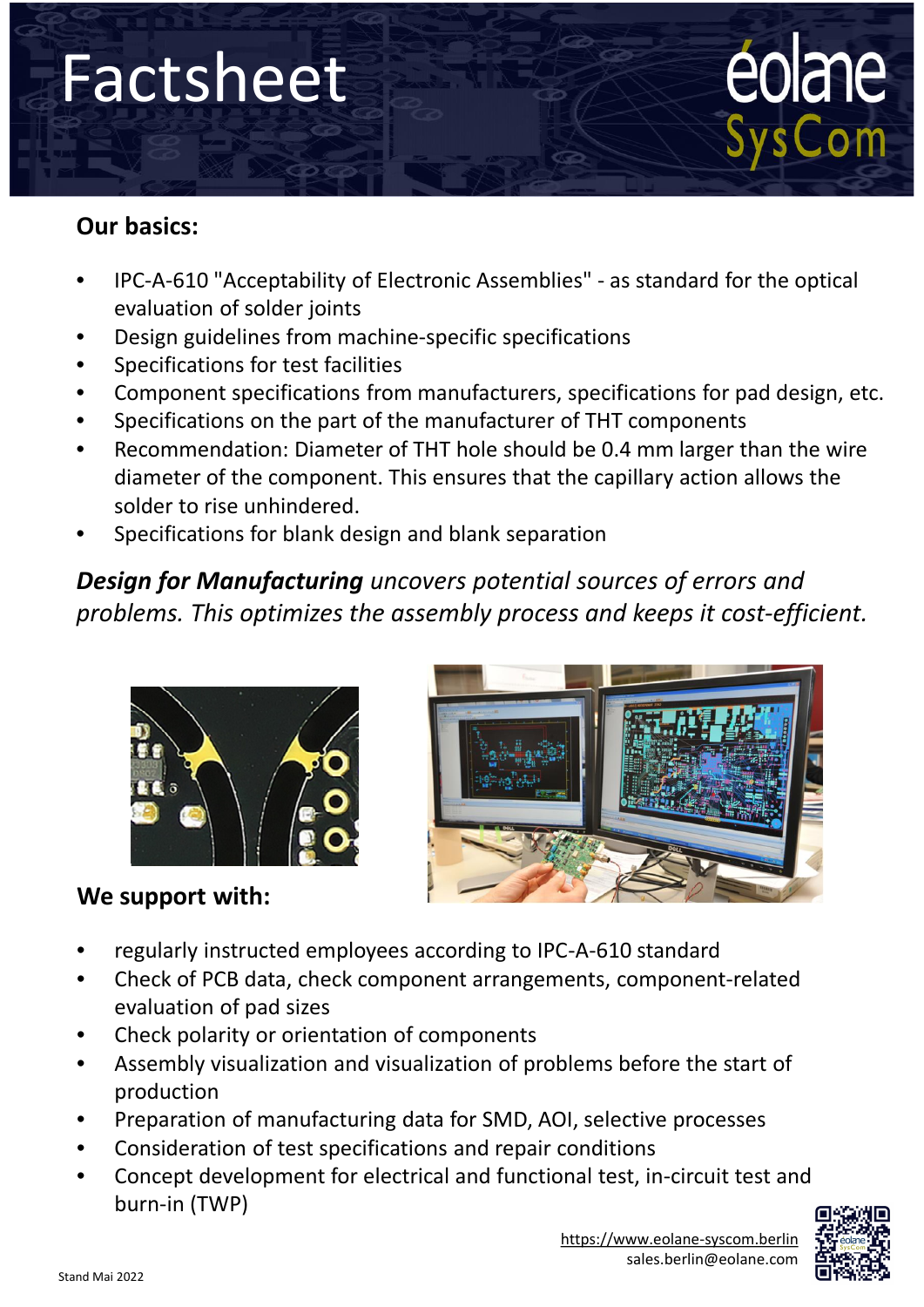# Factsheet

éolane SysCom

**Our basics:**

- IPC-A-610 "Acceptability of Electronic Assemblies" - as standard for the optical evaluation of solder joints
- Design guidelines from machine-specific specifications
- Specifications for test facilities
- Component specifications from manufacturers, specifications for pad design, etc.
- Specifications on the part of the manufacturer of THT components
- Recommendation: Diameter of THT hole should be 0.4 mm larger than the wire diameter of the component. This ensures that the capillary action allows the solder to rise unhindered.
- Specifications for blank design and blank separation

***Design for Manufacturing** uncovers potential sources of errors and problems. This optimizes the assembly process and keeps it cost-efficient.*

**We support with:**

- regularly instructed employees according to IPC-A-610 standard
- Check of PCB data, check component arrangements, component-related evaluation of pad sizes
- Check polarity or orientation of components
- Assembly visualization and visualization of problems before the start of production
- Preparation of manufacturing data for SMD, AOI, selective processes
- Consideration of test specifications and repair conditions
- Concept development for electrical and functional test, in-circuit test and burn-in (TWP)

https://www.eolane-syscom.berlin
sales.berlin@eolane.com

Stand Mai 2022